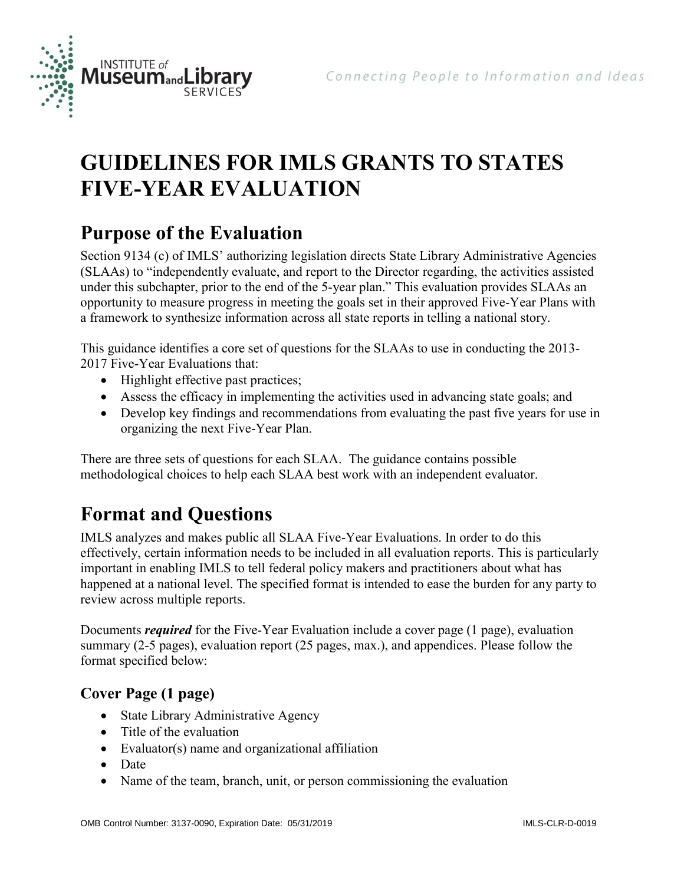# GUIDELINES FOR IMLS GRANTS TO STATES FIVE-YEAR EVALUATION

## Purpose of the Evaluation

Section 9134 (c) of IMLS' authorizing legislation directs State Library Administrative Agencies (SLAAs) to "independently evaluate, and report to the Director regarding, the activities assisted under this subchapter, prior to the end of the 5-year plan." This evaluation provides SLAAs an opportunity to measure progress in meeting the goals set in their approved Five-Year Plans with a framework to synthesize information across all state reports in telling a national story.

This guidance identifies a core set of questions for the SLAAs to use in conducting the 2013-2017 Five-Year Evaluations that:

- Highlight effective past practices;
- Assess the efficacy in implementing the activities used in advancing state goals; and
- Develop key findings and recommendations from evaluating the past five years for use in organizing the next Five-Year Plan.

There are three sets of questions for each SLAA. The guidance contains possible methodological choices to help each SLAA best work with an independent evaluator.

## Format and Questions

IMLS analyzes and makes public all SLAA Five-Year Evaluations. In order to do this effectively, certain information needs to be included in all evaluation reports. This is particularly important in enabling IMLS to tell federal policy makers and practitioners about what has happened at a national level. The specified format is intended to ease the burden for any party to review across multiple reports.

Documents ***required*** for the Five-Year Evaluation include a cover page (1 page), evaluation summary (2-5 pages), evaluation report (25 pages, max.), and appendices. Please follow the format specified below:

### Cover Page (1 page)

- State Library Administrative Agency
- Title of the evaluation
- Evaluator(s) name and organizational affiliation
- Date
- Name of the team, branch, unit, or person commissioning the evaluation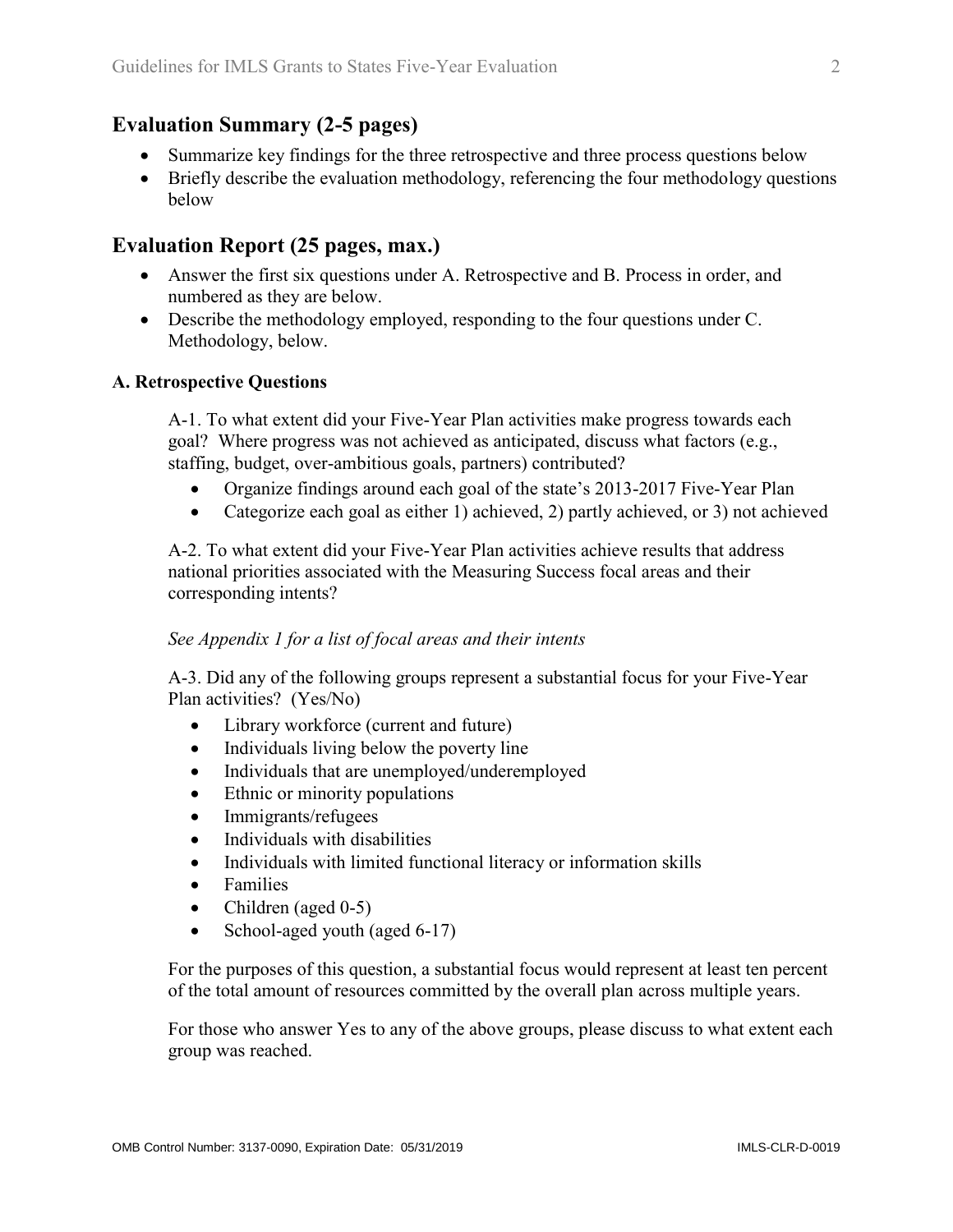## Evaluation Summary (2-5 pages)

- Summarize key findings for the three retrospective and three process questions below
- Briefly describe the evaluation methodology, referencing the four methodology questions below

## Evaluation Report (25 pages, max.)

- Answer the first six questions under A. Retrospective and B. Process in order, and numbered as they are below.
- Describe the methodology employed, responding to the four questions under C. Methodology, below.

### A. Retrospective Questions

A-1. To what extent did your Five-Year Plan activities make progress towards each goal? Where progress was not achieved as anticipated, discuss what factors (e.g., staffing, budget, over-ambitious goals, partners) contributed?

- Organize findings around each goal of the state's 2013-2017 Five-Year Plan
- Categorize each goal as either 1) achieved, 2) partly achieved, or 3) not achieved

A-2. To what extent did your Five-Year Plan activities achieve results that address national priorities associated with the Measuring Success focal areas and their corresponding intents?

*See Appendix 1 for a list of focal areas and their intents*

A-3. Did any of the following groups represent a substantial focus for your Five-Year Plan activities? (Yes/No)

- Library workforce (current and future)
- Individuals living below the poverty line
- Individuals that are unemployed/underemployed
- Ethnic or minority populations
- Immigrants/refugees
- Individuals with disabilities
- Individuals with limited functional literacy or information skills
- Families
- Children (aged 0-5)
- School-aged youth (aged 6-17)

For the purposes of this question, a substantial focus would represent at least ten percent of the total amount of resources committed by the overall plan across multiple years.

For those who answer Yes to any of the above groups, please discuss to what extent each group was reached.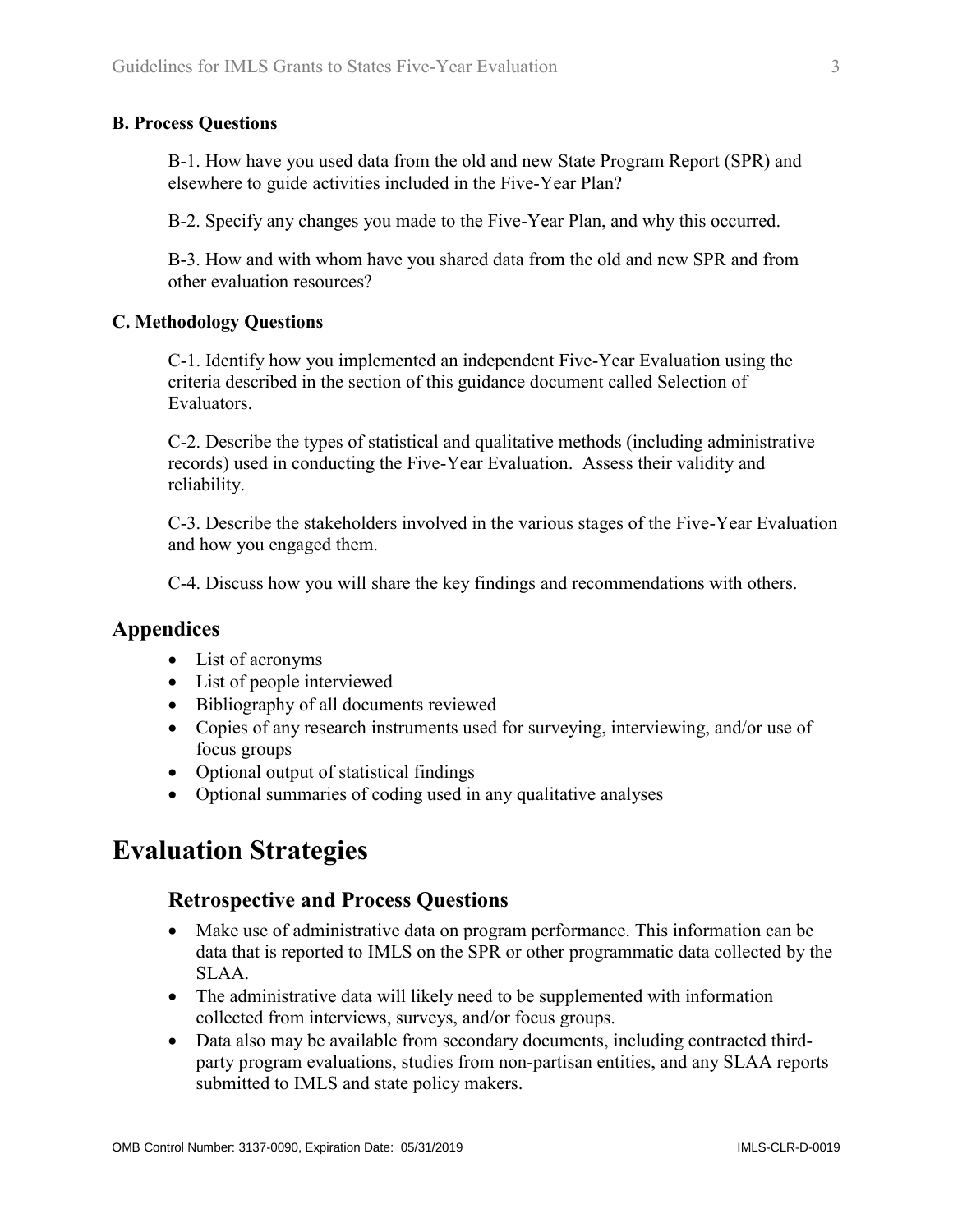#### B. Process Questions

B-1. How have you used data from the old and new State Program Report (SPR) and elsewhere to guide activities included in the Five-Year Plan?

B-2. Specify any changes you made to the Five-Year Plan, and why this occurred.

B-3. How and with whom have you shared data from the old and new SPR and from other evaluation resources?

#### C. Methodology Questions

C-1. Identify how you implemented an independent Five-Year Evaluation using the criteria described in the section of this guidance document called Selection of Evaluators.

C-2. Describe the types of statistical and qualitative methods (including administrative records) used in conducting the Five-Year Evaluation. Assess their validity and reliability.

C-3. Describe the stakeholders involved in the various stages of the Five-Year Evaluation and how you engaged them.

C-4. Discuss how you will share the key findings and recommendations with others.

## Appendices

- List of acronyms
- List of people interviewed
- Bibliography of all documents reviewed
- Copies of any research instruments used for surveying, interviewing, and/or use of focus groups
- Optional output of statistical findings
- Optional summaries of coding used in any qualitative analyses

# Evaluation Strategies

## Retrospective and Process Questions

- Make use of administrative data on program performance. This information can be data that is reported to IMLS on the SPR or other programmatic data collected by the SLAA.
- The administrative data will likely need to be supplemented with information collected from interviews, surveys, and/or focus groups.
- Data also may be available from secondary documents, including contracted third-party program evaluations, studies from non-partisan entities, and any SLAA reports submitted to IMLS and state policy makers.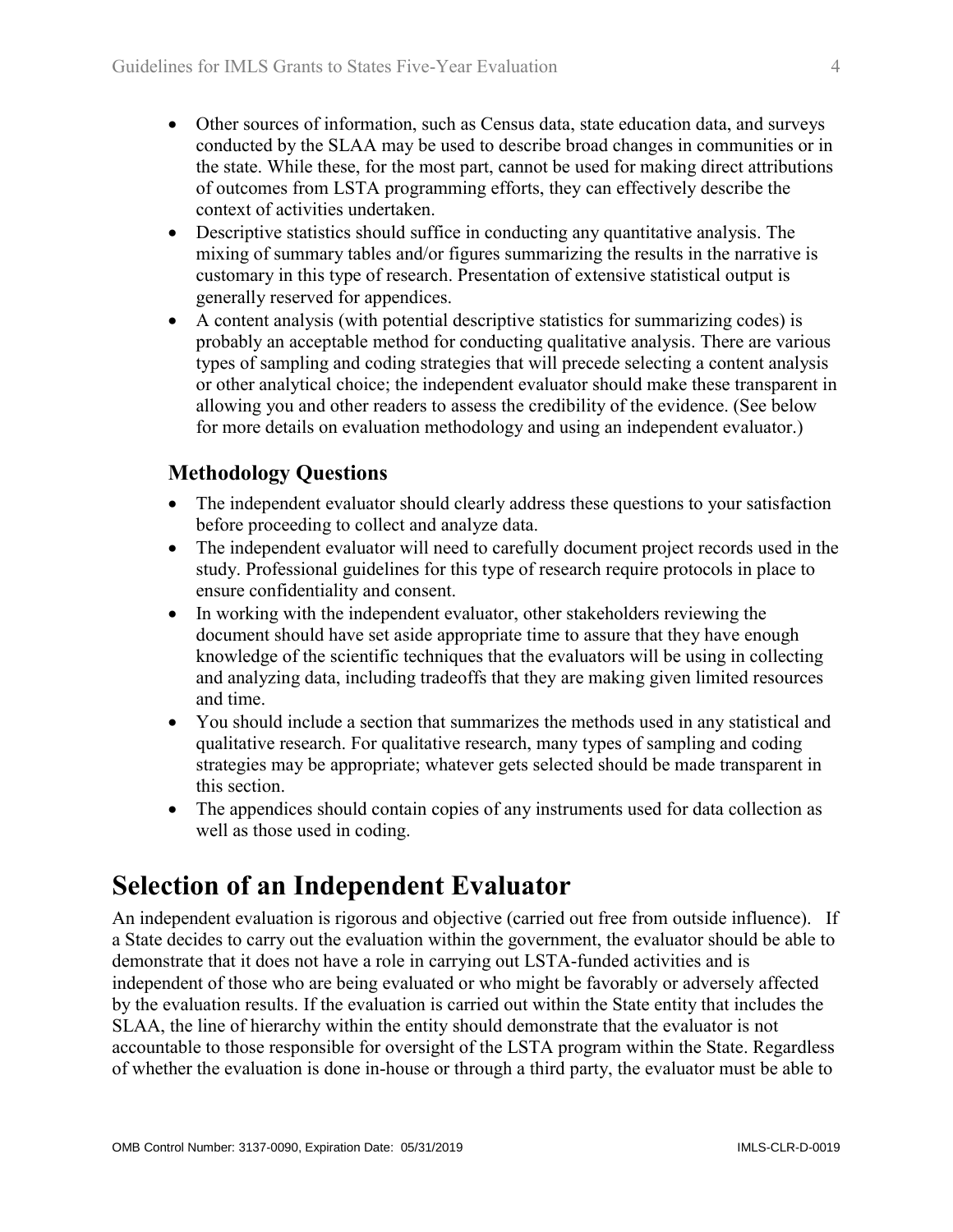- Other sources of information, such as Census data, state education data, and surveys conducted by the SLAA may be used to describe broad changes in communities or in the state. While these, for the most part, cannot be used for making direct attributions of outcomes from LSTA programming efforts, they can effectively describe the context of activities undertaken.
- Descriptive statistics should suffice in conducting any quantitative analysis. The mixing of summary tables and/or figures summarizing the results in the narrative is customary in this type of research. Presentation of extensive statistical output is generally reserved for appendices.
- A content analysis (with potential descriptive statistics for summarizing codes) is probably an acceptable method for conducting qualitative analysis. There are various types of sampling and coding strategies that will precede selecting a content analysis or other analytical choice; the independent evaluator should make these transparent in allowing you and other readers to assess the credibility of the evidence. (See below for more details on evaluation methodology and using an independent evaluator.)

### Methodology Questions

- The independent evaluator should clearly address these questions to your satisfaction before proceeding to collect and analyze data.
- The independent evaluator will need to carefully document project records used in the study. Professional guidelines for this type of research require protocols in place to ensure confidentiality and consent.
- In working with the independent evaluator, other stakeholders reviewing the document should have set aside appropriate time to assure that they have enough knowledge of the scientific techniques that the evaluators will be using in collecting and analyzing data, including tradeoffs that they are making given limited resources and time.
- You should include a section that summarizes the methods used in any statistical and qualitative research. For qualitative research, many types of sampling and coding strategies may be appropriate; whatever gets selected should be made transparent in this section.
- The appendices should contain copies of any instruments used for data collection as well as those used in coding.

## Selection of an Independent Evaluator

An independent evaluation is rigorous and objective (carried out free from outside influence). If a State decides to carry out the evaluation within the government, the evaluator should be able to demonstrate that it does not have a role in carrying out LSTA-funded activities and is independent of those who are being evaluated or who might be favorably or adversely affected by the evaluation results. If the evaluation is carried out within the State entity that includes the SLAA, the line of hierarchy within the entity should demonstrate that the evaluator is not accountable to those responsible for oversight of the LSTA program within the State. Regardless of whether the evaluation is done in-house or through a third party, the evaluator must be able to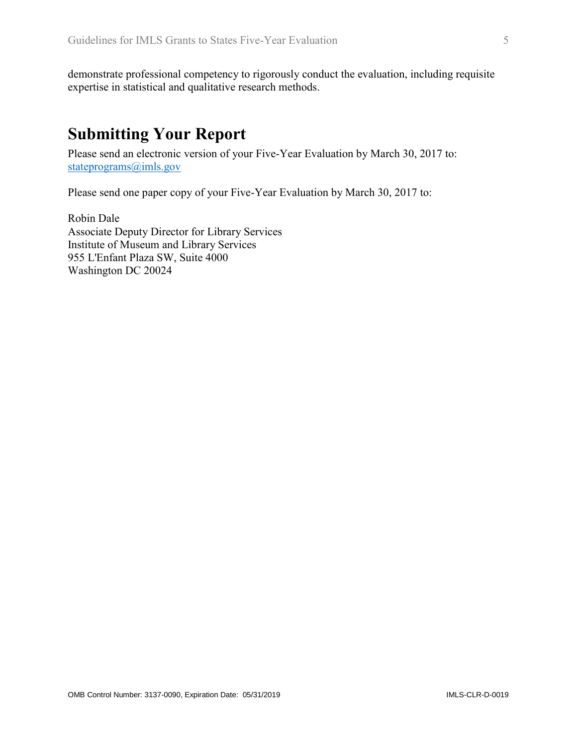demonstrate professional competency to rigorously conduct the evaluation, including requisite expertise in statistical and qualitative research methods.

## Submitting Your Report

Please send an electronic version of your Five-Year Evaluation by March 30, 2017 to: stateprograms@imls.gov

Please send one paper copy of your Five-Year Evaluation by March 30, 2017 to:

Robin Dale  
Associate Deputy Director for Library Services  
Institute of Museum and Library Services  
955 L'Enfant Plaza SW, Suite 4000  
Washington DC 20024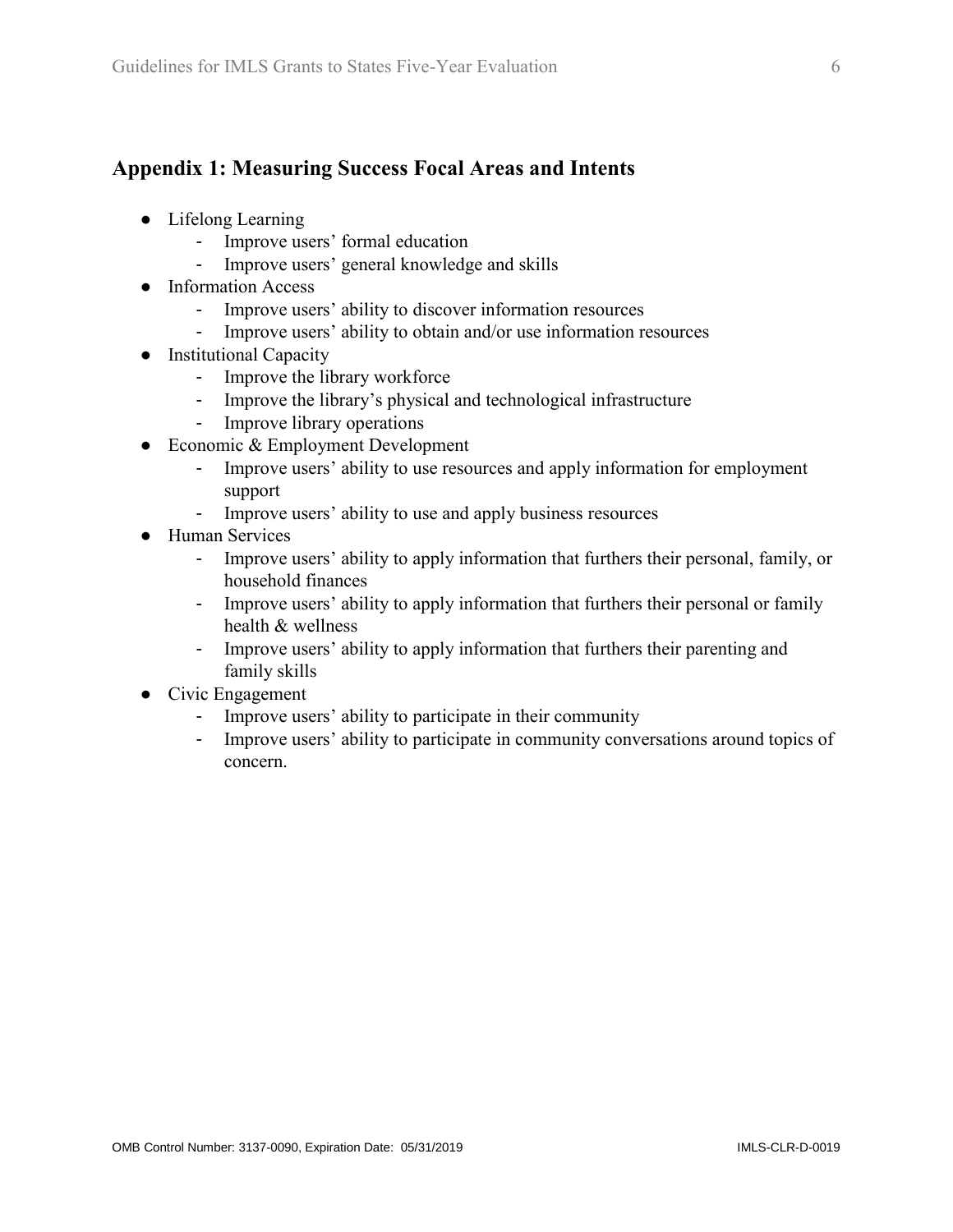## Appendix 1: Measuring Success Focal Areas and Intents

- Lifelong Learning
    - Improve users' formal education
    - Improve users' general knowledge and skills
- Information Access
    - Improve users' ability to discover information resources
    - Improve users' ability to obtain and/or use information resources
- Institutional Capacity
    - Improve the library workforce
    - Improve the library's physical and technological infrastructure
    - Improve library operations
- Economic & Employment Development
    - Improve users' ability to use resources and apply information for employment support
    - Improve users' ability to use and apply business resources
- Human Services
    - Improve users' ability to apply information that furthers their personal, family, or household finances
    - Improve users' ability to apply information that furthers their personal or family health & wellness
    - Improve users' ability to apply information that furthers their parenting and family skills
- Civic Engagement
    - Improve users' ability to participate in their community
    - Improve users' ability to participate in community conversations around topics of concern.

OMB Control Number: 3137-0090, Expiration Date: 05/31/2019 IMLS-CLR-D-0019